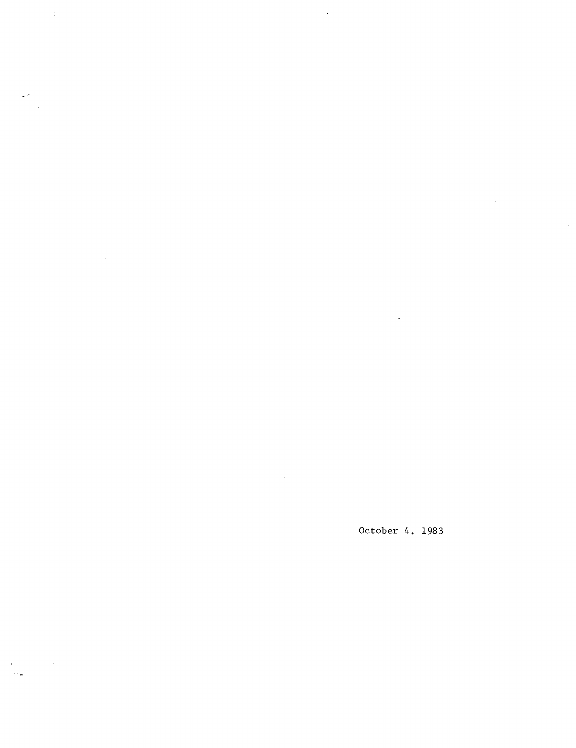October 4, 1983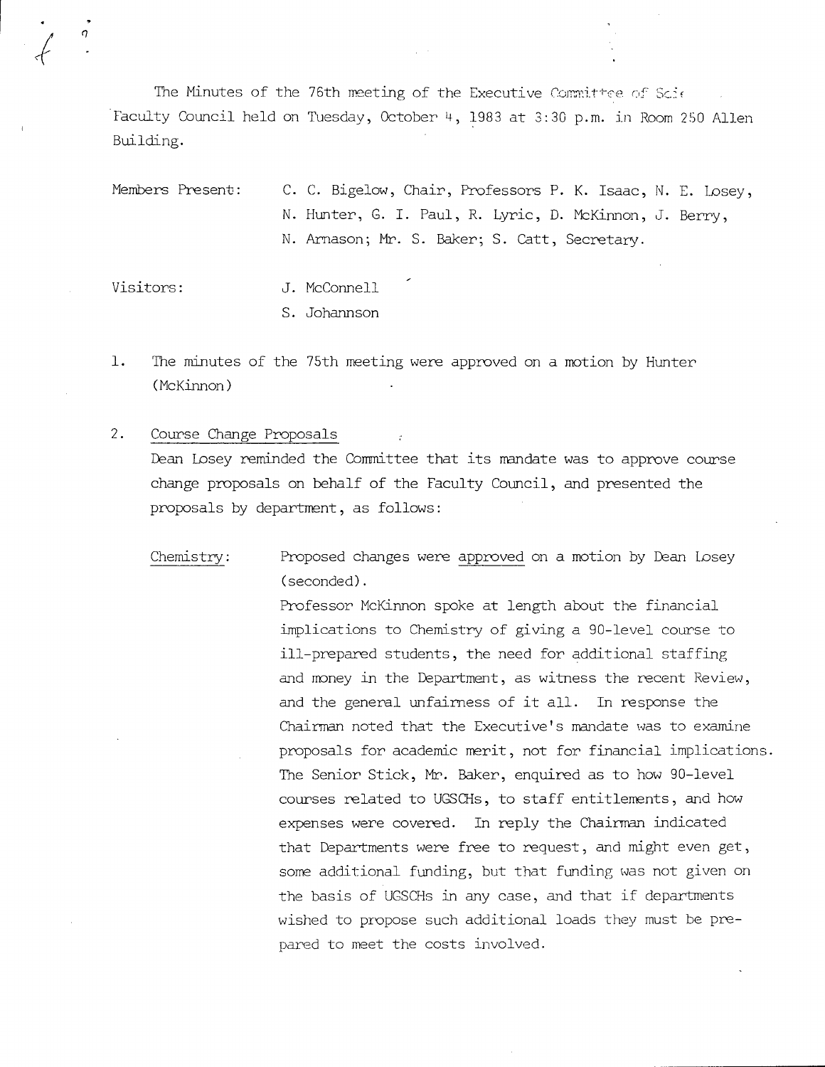The Minutes of the 76th meeting of the Executive Committee of Scie Faculty Council held on Tuesday, October 4, 1983 at 3:30 p.m. in Room 250 Allen Building.

Members Present: C. C. Bigelow, Chair, Professors P. K. Isaac, N. E. Losey, N. Hunter, G. I. Paul, R. Lyric, D. McKinnon, J. Berry, N. Arnason; Mr. S. Baker; S. Catt, Secretary.

Visitors: J. McConnell
S. Johannson

1. The minutes of the 75th meeting were approved on a motion by Hunter (McKinnon)

2. Course Change Proposals

Dean Losey reminded the Committee that its mandate was to approve course change proposals on behalf of the Faculty Council, and presented the proposals by department, as follows:

Chemistry: Proposed changes were approved on a motion by Dean Losey (seconded).

Professor McKinnon spoke at length about the financial implications to Chemistry of giving a 90-level course to ill-prepared students, the need for additional staffing and money in the Department, as witness the recent Review, and the general unfairness of it all. In response the Chairman noted that the Executive's mandate was to examine proposals for academic merit, not for financial implications. The Senior Stick, Mr. Baker, enquired as to how 90-level courses related to UGSCHs, to staff entitlements, and how expenses were covered. In reply the Chairman indicated that Departments were free to request, and might even get, some additional funding, but that funding was not given on the basis of UGSCHs in any case, and that if departments wished to propose such additional loads they must be prepared to meet the costs involved.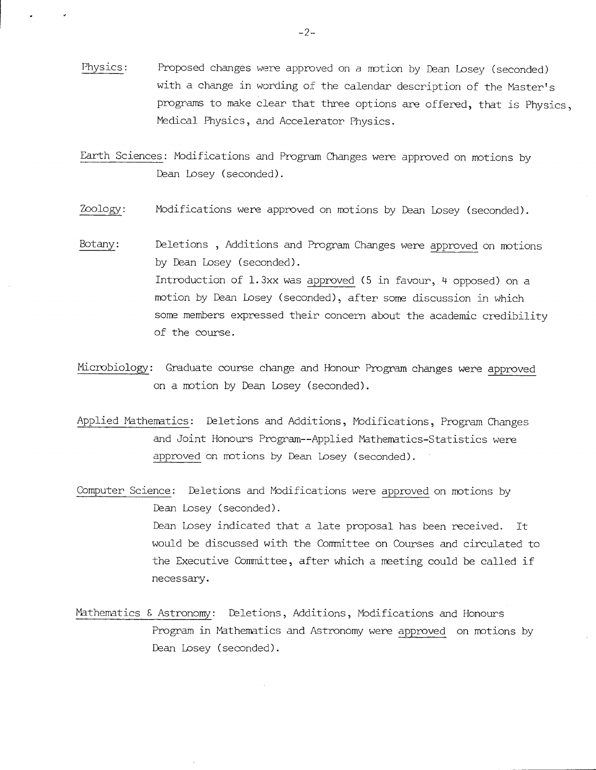Physics: Proposed changes were approved on a motion by Dean Losey (seconded) with a change in wording of the calendar description of the Master's programs to make clear that three options are offered, that is Physics, Medical Physics, and Accelerator Physics.

Earth Sciences: Modifications and Program Changes were approved on motions by Dean Losey (seconded).

Zoology: Modifications were approved on motions by Dean Losey (seconded).

Botany: Deletions , Additions and Program Changes were approved on motions by Dean Losey (seconded).
Introduction of 1.3xx was approved (5 in favour, 4 opposed) on a motion by Dean Losey (seconded), after some discussion in which some members expressed their concern about the academic credibility of the course.

Microbiology: Graduate course change and Honour Program changes were approved on a motion by Dean Losey (seconded).

Applied Mathematics: Deletions and Additions, Modifications, Program Changes and Joint Honours Program--Applied Mathematics-Statistics were approved on motions by Dean Losey (seconded).

Computer Science: Deletions and Modifications were approved on motions by Dean Losey (seconded).
Dean Losey indicated that a late proposal has been received. It would be discussed with the Committee on Courses and circulated to the Executive Committee, after which a meeting could be called if necessary.

Mathematics & Astronomy: Deletions, Additions, Modifications and Honours Program in Mathematics and Astronomy were approved on motions by Dean Losey (seconded).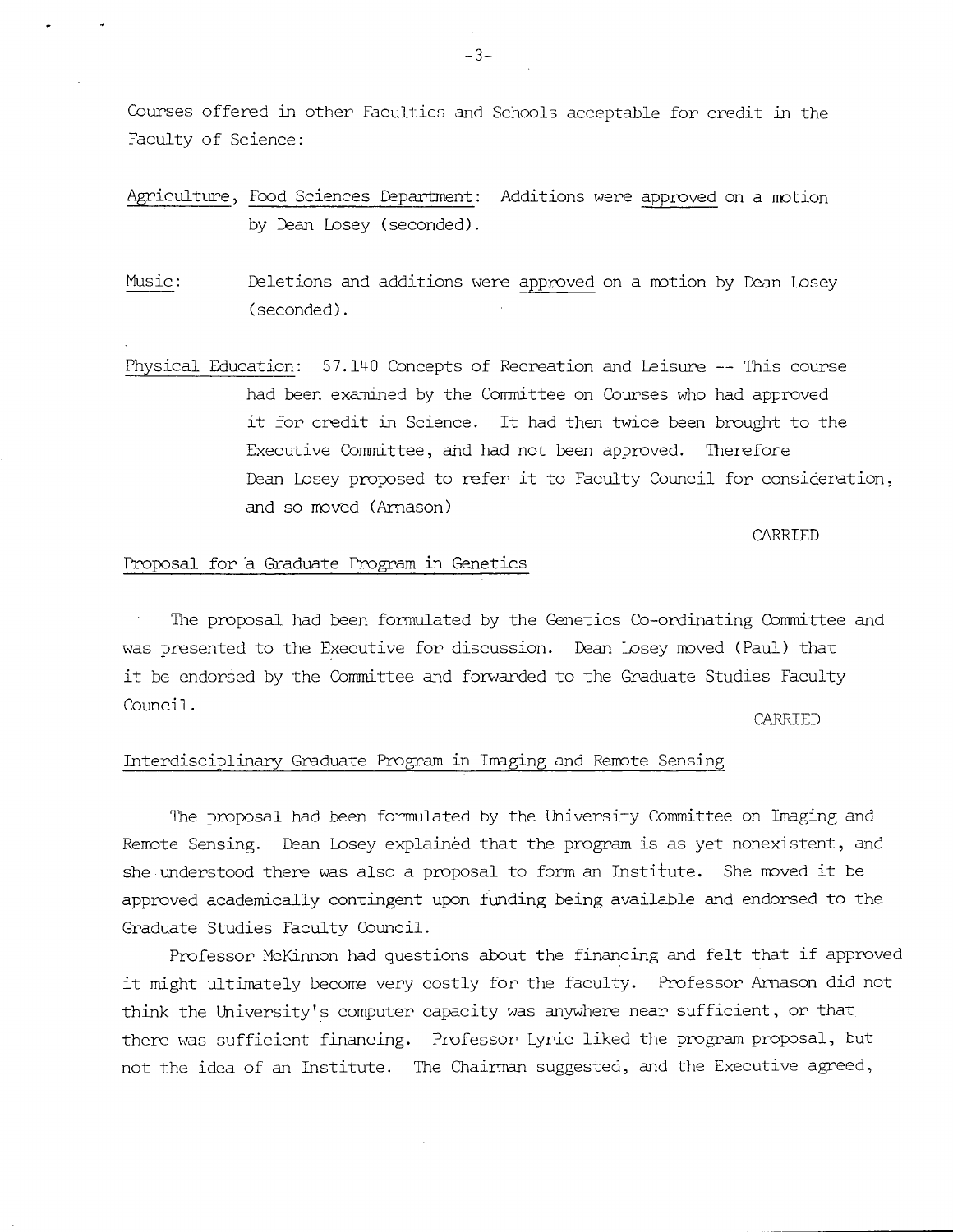Courses offered in other Faculties and Schools acceptable for credit in the Faculty of Science:

Agriculture, Food Sciences Department: Additions were approved on a motion by Dean Losey (seconded).

Music: Deletions and additions were approved on a motion by Dean Losey (seconded).

Physical Education: 57.140 Concepts of Recreation and Leisure -- This course had been examined by the Committee on Courses who had approved it for credit in Science. It had then twice been brought to the Executive Committee, and had not been approved. Therefore Dean Losey proposed to refer it to Faculty Council for consideration, and so moved (Arnason)

CARRIED

Proposal for a Graduate Program in Genetics

The proposal had been formulated by the Genetics Co-ordinating Committee and was presented to the Executive for discussion. Dean Losey moved (Paul) that it be endorsed by the Committee and forwarded to the Graduate Studies Faculty Council.

CARRIED

Interdisciplinary Graduate Program in Imaging and Remote Sensing

The proposal had been formulated by the University Committee on Imaging and Remote Sensing. Dean Losey explained that the program is as yet nonexistent, and she understood there was also a proposal to form an Institute. She moved it be approved academically contingent upon funding being available and endorsed to the Graduate Studies Faculty Council.

Professor McKinnon had questions about the financing and felt that if approved it might ultimately become very costly for the faculty. Professor Arnason did not think the University's computer capacity was anywhere near sufficient, or that there was sufficient financing. Professor Lyric liked the program proposal, but not the idea of an Institute. The Chairman suggested, and the Executive agreed,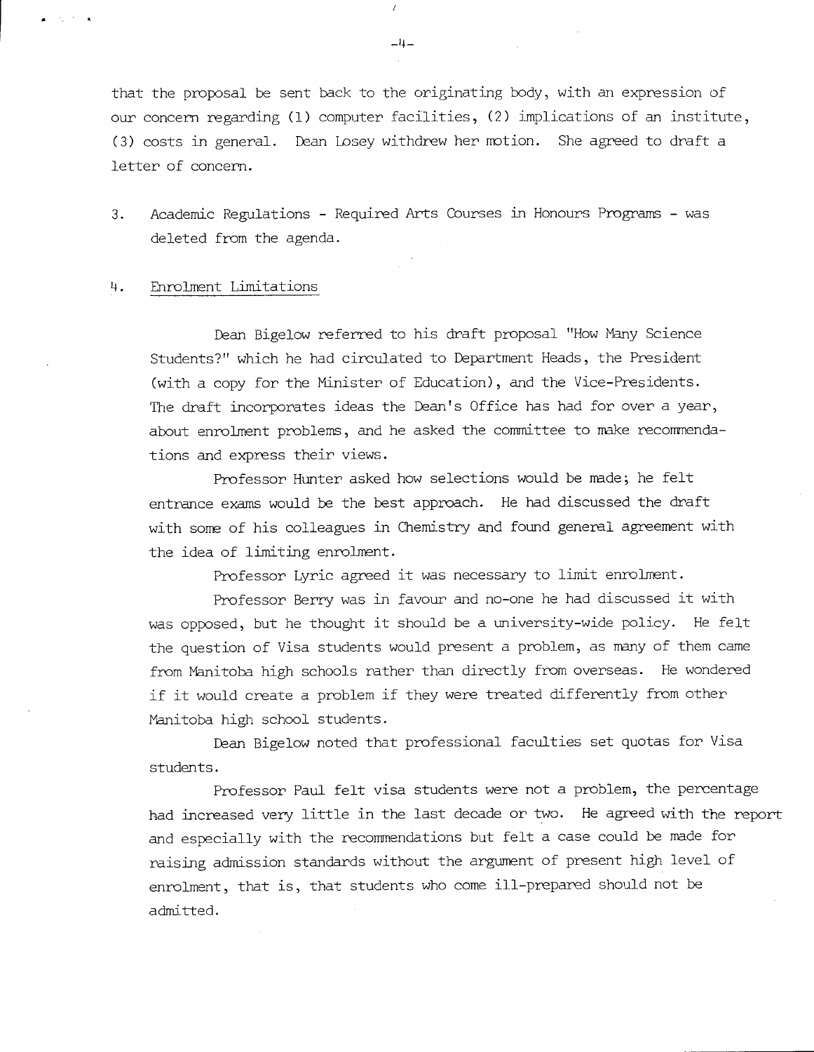that the proposal be sent back to the originating body, with an expression of our concern regarding (1) computer facilities, (2) implications of an institute, (3) costs in general. Dean Losey withdrew her motion. She agreed to draft a letter of concern.

3. Academic Regulations - Required Arts Courses in Honours Programs - was deleted from the agenda.

4. Enrolment Limitations

Dean Bigelow referred to his draft proposal "How Many Science Students?" which he had circulated to Department Heads, the President (with a copy for the Minister of Education), and the Vice-Presidents. The draft incorporates ideas the Dean's Office has had for over a year, about enrolment problems, and he asked the committee to make recommendations and express their views.

Professor Hunter asked how selections would be made; he felt entrance exams would be the best approach. He had discussed the draft with some of his colleagues in Chemistry and found general agreement with the idea of limiting enrolment.

Professor Lyric agreed it was necessary to limit enrolment.

Professor Berry was in favour and no-one he had discussed it with was opposed, but he thought it should be a university-wide policy. He felt the question of Visa students would present a problem, as many of them came from Manitoba high schools rather than directly from overseas. He wondered if it would create a problem if they were treated differently from other Manitoba high school students.

Dean Bigelow noted that professional faculties set quotas for Visa students.

Professor Paul felt visa students were not a problem, the percentage had increased very little in the last decade or two. He agreed with the report and especially with the recommendations but felt a case could be made for raising admission standards without the argument of present high level of enrolment, that is, that students who come ill-prepared should not be admitted.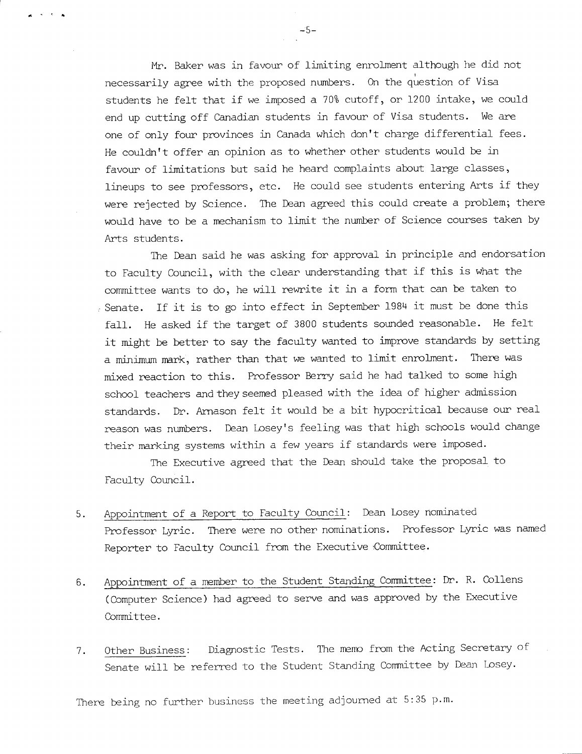Mr. Baker was in favour of limiting enrolment although he did not necessarily agree with the proposed numbers. On the question of Visa students he felt that if we imposed a 70% cutoff, or 1200 intake, we could end up cutting off Canadian students in favour of Visa students. We are one of only four provinces in Canada which don't charge differential fees. He couldn't offer an opinion as to whether other students would be in favour of limitations but said he heard complaints about large classes, lineups to see professors, etc. He could see students entering Arts if they were rejected by Science. The Dean agreed this could create a problem; there would have to be a mechanism to limit the number of Science courses taken by Arts students.

The Dean said he was asking for approval in principle and endorsation to Faculty Council, with the clear understanding that if this is what the committee wants to do, he will rewrite it in a form that can be taken to Senate. If it is to go into effect in September 1984 it must be done this fall. He asked if the target of 3800 students sounded reasonable. He felt it might be better to say the faculty wanted to improve standards by setting a minimum mark, rather than that we wanted to limit enrolment. There was mixed reaction to this. Professor Berry said he had talked to some high school teachers and they seemed pleased with the idea of higher admission standards. Dr. Arnason felt it would be a bit hypocritical because our real reason was numbers. Dean Losey's feeling was that high schools would change their marking systems within a few years if standards were imposed.

The Executive agreed that the Dean should take the proposal to Faculty Council.

5. Appointment of a Report to Faculty Council: Dean Losey nominated Professor Lyric. There were no other nominations. Professor Lyric was named Reporter to Faculty Council from the Executive Committee.

6. Appointment of a member to the Student Standing Committee: Dr. R. Collens (Computer Science) had agreed to serve and was approved by the Executive Committee.

7. Other Business: Diagnostic Tests. The memo from the Acting Secretary of Senate will be referred to the Student Standing Committee by Dean Losey.

There being no further business the meeting adjourned at 5:35 p.m.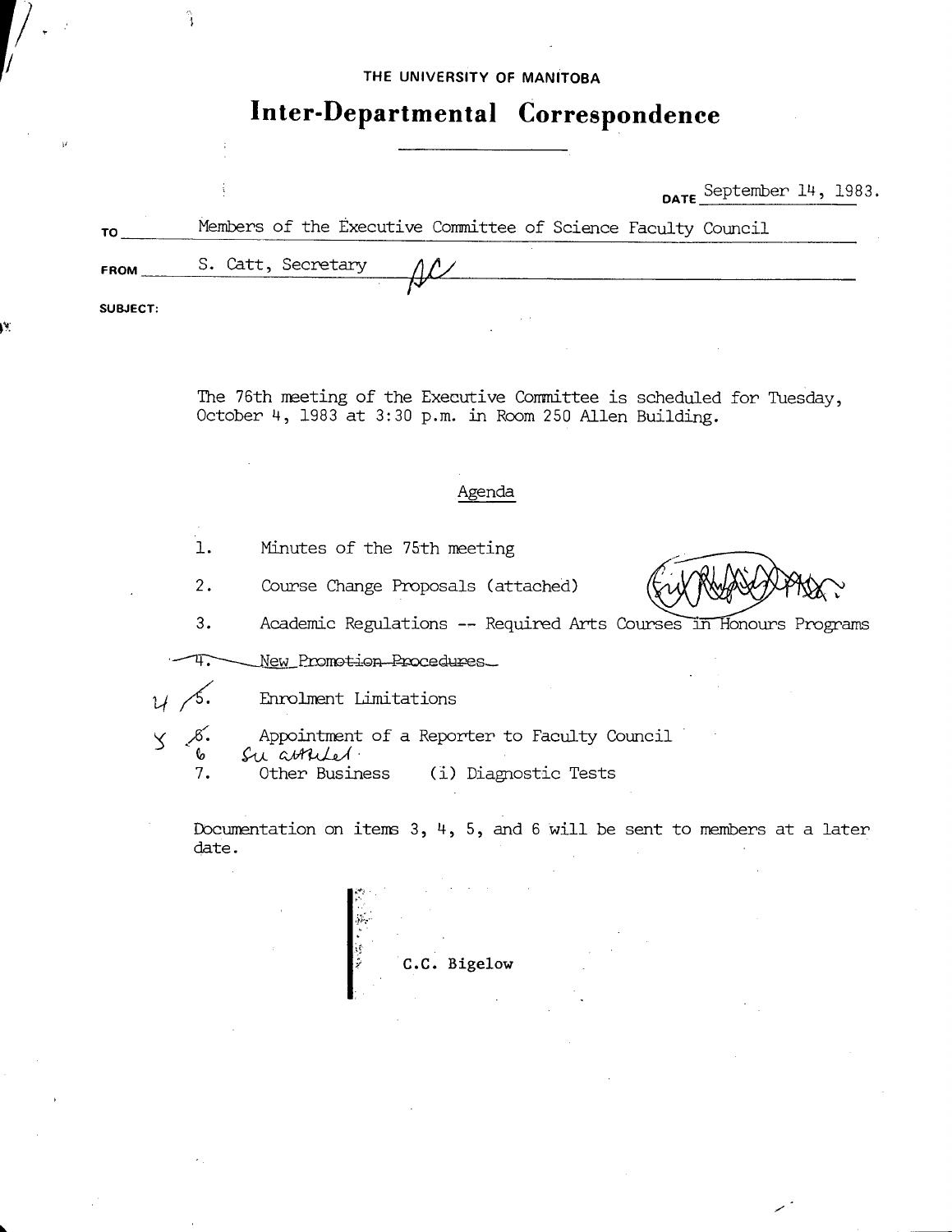THE UNIVERSITY OF MANITOBA

# Inter-Departmental Correspondence

DATE September 14, 1983.

TO Members of the Executive Committee of Science Faculty Council

FROM S. Catt, Secretary

SUBJECT:

The 76th meeting of the Executive Committee is scheduled for Tuesday, October 4, 1983 at 3:30 p.m. in Room 250 Allen Building.

## Agenda

1. Minutes of the 75th meeting
2. Course Change Proposals (attached)
3. Academic Regulations -- Required Arts Courses in Honours Programs
4. ~~New Promotion Procedures~~
4 ~~5~~. Enrolment Limitations
5 ~~6~~. Appointment of a Reporter to Faculty Council
6 See attached.
7. Other Business (i) Diagnostic Tests

Documentation on items 3, 4, 5, and 6 will be sent to members at a later date.

C.C. Bigelow